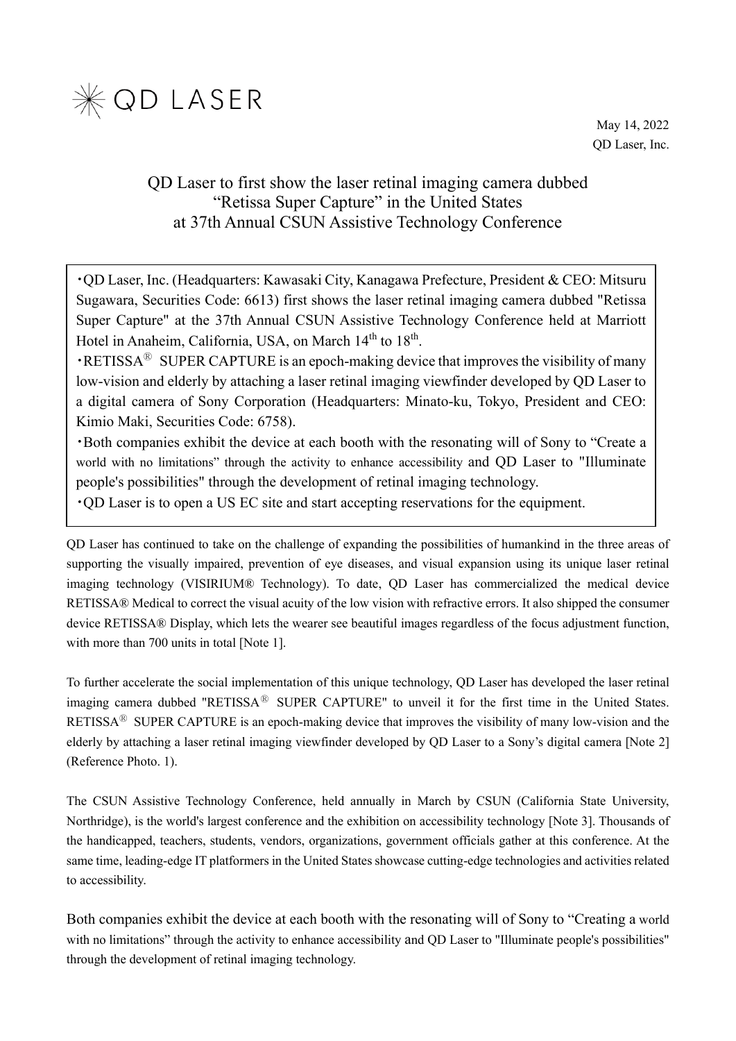QD LASER

May 14, 2022

QD Laser, Inc.

# QD Laser to first show the laser retinal imaging camera dubbed "Retissa Super Capture" in the United States at 37th Annual CSUN Assistive Technology Conference

・QD Laser, Inc. (Headquarters: Kawasaki City, Kanagawa Prefecture, President & CEO: Mitsuru Sugawara, Securities Code: 6613) first shows the laser retinal imaging camera dubbed "Retissa Super Capture" at the 37th Annual CSUN Assistive Technology Conference held at Marriott Hotel in Anaheim, California, USA, on March 14th to 18th.

・RETISSA® SUPER CAPTURE is an epoch-making device that improves the visibility of many low-vision and elderly by attaching a laser retinal imaging viewfinder developed by QD Laser to a digital camera of Sony Corporation (Headquarters: Minato-ku, Tokyo, President and CEO: Kimio Maki, Securities Code: 6758).

・Both companies exhibit the device at each booth with the resonating will of Sony to "Create a world with no limitations" through the activity to enhance accessibility and QD Laser to "Illuminate people's possibilities" through the development of retinal imaging technology.

・QD Laser is to open a US EC site and start accepting reservations for the equipment.

QD Laser has continued to take on the challenge of expanding the possibilities of humankind in the three areas of supporting the visually impaired, prevention of eye diseases, and visual expansion using its unique laser retinal imaging technology (VISIRIUM® Technology). To date, QD Laser has commercialized the medical device RETISSA® Medical to correct the visual acuity of the low vision with refractive errors. It also shipped the consumer device RETISSA® Display, which lets the wearer see beautiful images regardless of the focus adjustment function, with more than 700 units in total [Note 1].

To further accelerate the social implementation of this unique technology, QD Laser has developed the laser retinal imaging camera dubbed "RETISSA® SUPER CAPTURE" to unveil it for the first time in the United States. RETISSA® SUPER CAPTURE is an epoch-making device that improves the visibility of many low-vision and the elderly by attaching a laser retinal imaging viewfinder developed by QD Laser to a Sony's digital camera [Note 2] (Reference Photo. 1).

The CSUN Assistive Technology Conference, held annually in March by CSUN (California State University, Northridge), is the world's largest conference and the exhibition on accessibility technology [Note 3]. Thousands of the handicapped, teachers, students, vendors, organizations, government officials gather at this conference. At the same time, leading-edge IT platformers in the United States showcase cutting-edge technologies and activities related to accessibility.

Both companies exhibit the device at each booth with the resonating will of Sony to "Creating a world with no limitations" through the activity to enhance accessibility and QD Laser to "Illuminate people's possibilities" through the development of retinal imaging technology.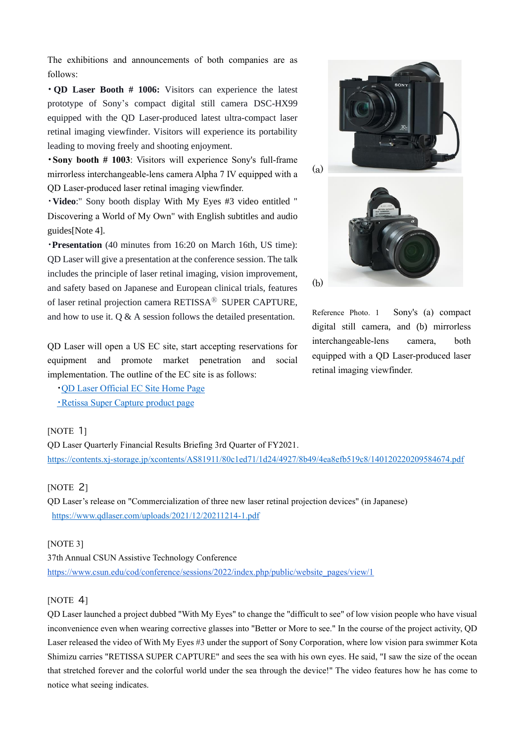The exhibitions and announcements of both companies are as follows:

・**QD Laser Booth # 1006:** Visitors can experience the latest prototype of Sony's compact digital still camera DSC-HX99 equipped with the QD Laser-produced latest ultra-compact laser retinal imaging viewfinder. Visitors will experience its portability leading to moving freely and shooting enjoyment.

・**Sony booth # 1003**: Visitors will experience Sony's full-frame mirrorless interchangeable-lens camera Alpha 7 IV equipped with a QD Laser-produced laser retinal imaging viewfinder.

・**Video**:" Sony booth display With My Eyes #3 video entitled " Discovering a World of My Own" with English subtitles and audio guides[Note 4].

・**Presentation** (40 minutes from 16:20 on March 16th, US time): QD Laser will give a presentation at the conference session. The talk includes the principle of laser retinal imaging, vision improvement, and safety based on Japanese and European clinical trials, features of laser retinal projection camera RETISSA® SUPER CAPTURE, and how to use it. Q & A session follows the detailed presentation.

QD Laser will open a US EC site, start accepting reservations for equipment and promote market penetration and social implementation. The outline of the EC site is as follows:

- ・QD Laser Official EC Site Home Page
- ・Retissa Super Capture product page

(a)

(b)

Reference Photo. 1　Sony's (a) compact digital still camera, and (b) mirrorless interchangeable-lens camera, both equipped with a QD Laser-produced laser retinal imaging viewfinder.

[NOTE 1]

QD Laser Quarterly Financial Results Briefing 3rd Quarter of FY2021.

https://contents.xj-storage.jp/xcontents/AS81911/80c1ed71/1d24/4927/8b49/4ea8efb519c8/140120220209584674.pdf

[NOTE 2]

QD Laser's release on "Commercialization of three new laser retinal projection devices" (in Japanese)

https://www.qdlaser.com/uploads/2021/12/20211214-1.pdf

[NOTE 3]

37th Annual CSUN Assistive Technology Conference

https://www.csun.edu/cod/conference/sessions/2022/index.php/public/website_pages/view/1

[NOTE 4]

QD Laser launched a project dubbed "With My Eyes" to change the "difficult to see" of low vision people who have visual inconvenience even when wearing corrective glasses into "Better or More to see." In the course of the project activity, QD Laser released the video of With My Eyes #3 under the support of Sony Corporation, where low vision para swimmer Kota Shimizu carries "RETISSA SUPER CAPTURE" and sees the sea with his own eyes. He said, "I saw the size of the ocean that stretched forever and the colorful world under the sea through the device!" The video features how he has come to notice what seeing indicates.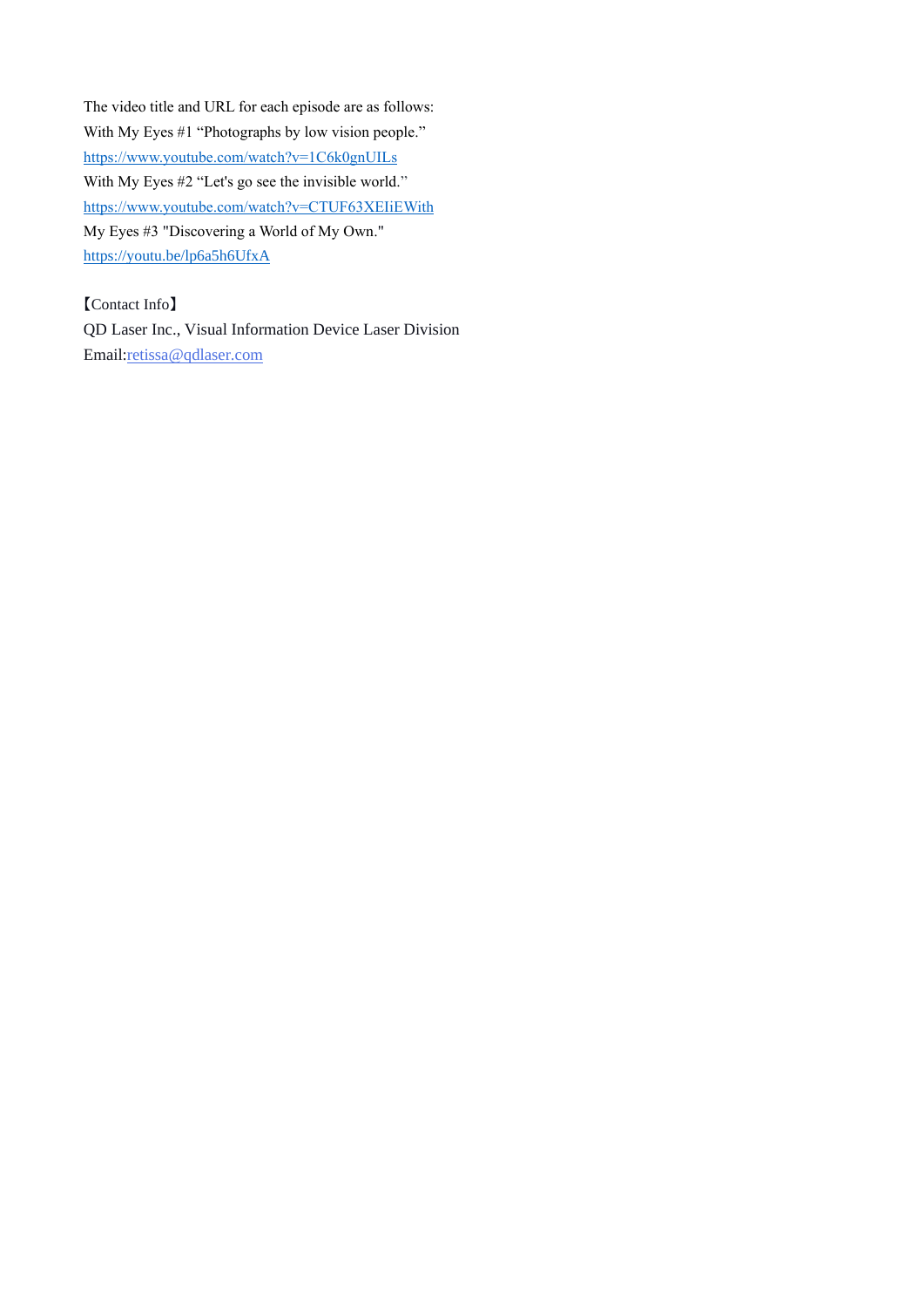The video title and URL for each episode are as follows:
With My Eyes #1 "Photographs by low vision people."
https://www.youtube.com/watch?v=1C6k0gnUILs
With My Eyes #2 "Let's go see the invisible world."
https://www.youtube.com/watch?v=CTUF63XEIiEWith
My Eyes #3 "Discovering a World of My Own."
https://youtu.be/lp6a5h6UfxA

【Contact Info】
QD Laser Inc., Visual Information Device Laser Division
Email:retissa@qdlaser.com